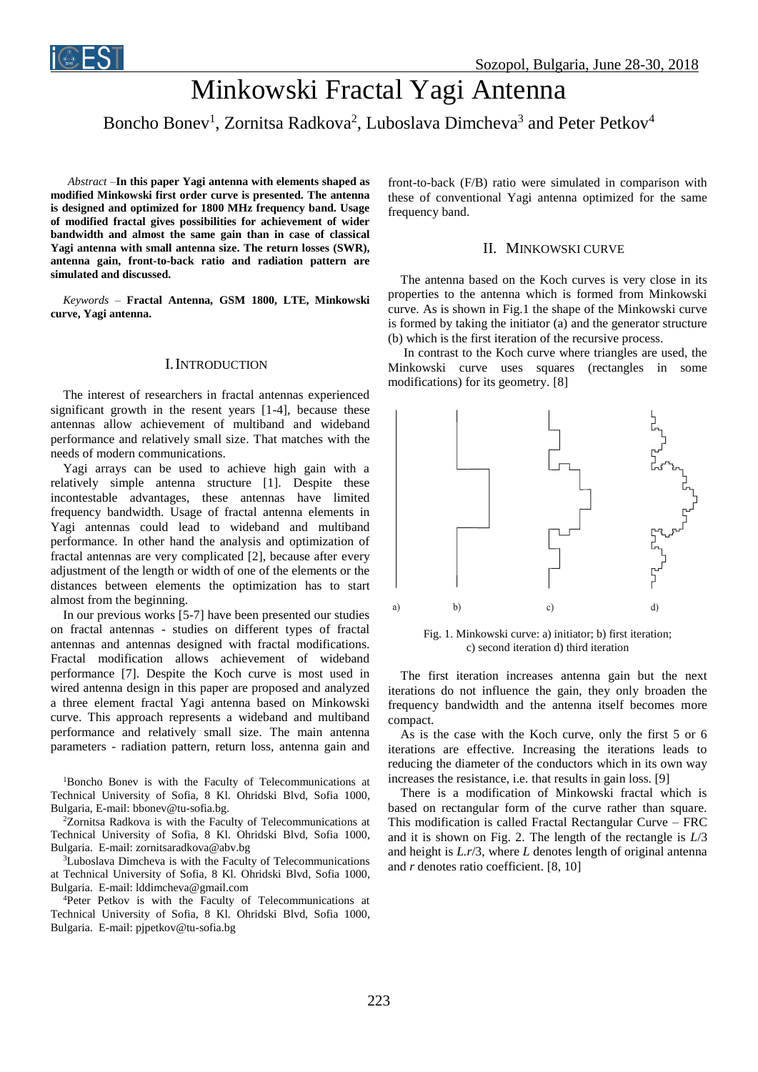# Minkowski Fractal Yagi Antenna

Boncho Bonev[1], Zornitsa Radkova[2], Luboslava Dimcheva[3] and Peter Petkov[4]

*Abstract* –**In this paper Yagi antenna with elements shaped as modified Minkowski first order curve is presented. The antenna is designed and optimized for 1800 MHz frequency band. Usage of modified fractal gives possibilities for achievement of wider bandwidth and almost the same gain than in case of classical Yagi antenna with small antenna size. The return losses (SWR), antenna gain, front-to-back ratio and radiation pattern are simulated and discussed.**

*Keywords* – **Fractal Antenna, GSM 1800, LTE, Minkowski curve, Yagi antenna.**

## I. Introduction

The interest of researchers in fractal antennas experienced significant growth in the resent years [1-4], because these antennas allow achievement of multiband and wideband performance and relatively small size. That matches with the needs of modern communications.

Yagi arrays can be used to achieve high gain with a relatively simple antenna structure [1]. Despite these incontestable advantages, these antennas have limited frequency bandwidth. Usage of fractal antenna elements in Yagi antennas could lead to wideband and multiband performance. In other hand the analysis and optimization of fractal antennas are very complicated [2], because after every adjustment of the length or width of one of the elements or the distances between elements the optimization has to start almost from the beginning.

In our previous works [5-7] have been presented our studies on fractal antennas - studies on different types of fractal antennas and antennas designed with fractal modifications. Fractal modification allows achievement of wideband performance [7]. Despite the Koch curve is most used in wired antenna design in this paper are proposed and analyzed a three element fractal Yagi antenna based on Minkowski curve. This approach represents a wideband and multiband performance and relatively small size. The main antenna parameters - radiation pattern, return loss, antenna gain and front-to-back (F/B) ratio were simulated in comparison with these of conventional Yagi antenna optimized for the same frequency band.

[1]Boncho Bonev is with the Faculty of Telecommunications at Technical University of Sofia, 8 Kl. Ohridski Blvd, Sofia 1000, Bulgaria, E-mail: bbonev@tu-sofia.bg.

[2]Zornitsa Radkova is with the Faculty of Telecommunications at Technical University of Sofia, 8 Kl. Ohridski Blvd, Sofia 1000, Bulgaria, E-mail: zornitsaradkova@abv.bg

[3]Luboslava Dimcheva is with the Faculty of Telecommunications at Technical University of Sofia, 8 Kl. Ohridski Blvd, Sofia 1000, Bulgaria. E-mail: lddimcheva@gmail.com

[4]Peter Petkov is with the Faculty of Telecommunications at Technical University of Sofia, 8 Kl. Ohridski Blvd, Sofia 1000, Bulgaria. E-mail: pjpetkov@tu-sofia.bg

## II. Minkowski Curve

The antenna based on the Koch curves is very close in its properties to the antenna which is formed from Minkowski curve. As is shown in Fig.1 the shape of the Minkowski curve is formed by taking the initiator (a) and the generator structure (b) which is the first iteration of the recursive process.

In contrast to the Koch curve where triangles are used, the Minkowski curve uses squares (rectangles in some modifications) for its geometry. [8]

a) b) c) d)

Fig. 1. Minkowski curve: a) initiator; b) first iteration; c) second iteration d) third iteration

The first iteration increases antenna gain but the next iterations do not influence the gain, they only broaden the frequency bandwidth and the antenna itself becomes more compact.

As is the case with the Koch curve, only the first 5 or 6 iterations are effective. Increasing the iterations leads to reducing the diameter of the conductors which in its own way increases the resistance, i.e. that results in gain loss. [9]

There is a modification of Minkowski fractal which is based on rectangular form of the curve rather than square. This modification is called Fractal Rectangular Curve – FRC and it is shown on Fig. 2. The length of the rectangle is $L/3$ and height is $L.r/3$, where $L$ denotes length of original antenna and $r$ denotes ratio coefficient. [8, 10]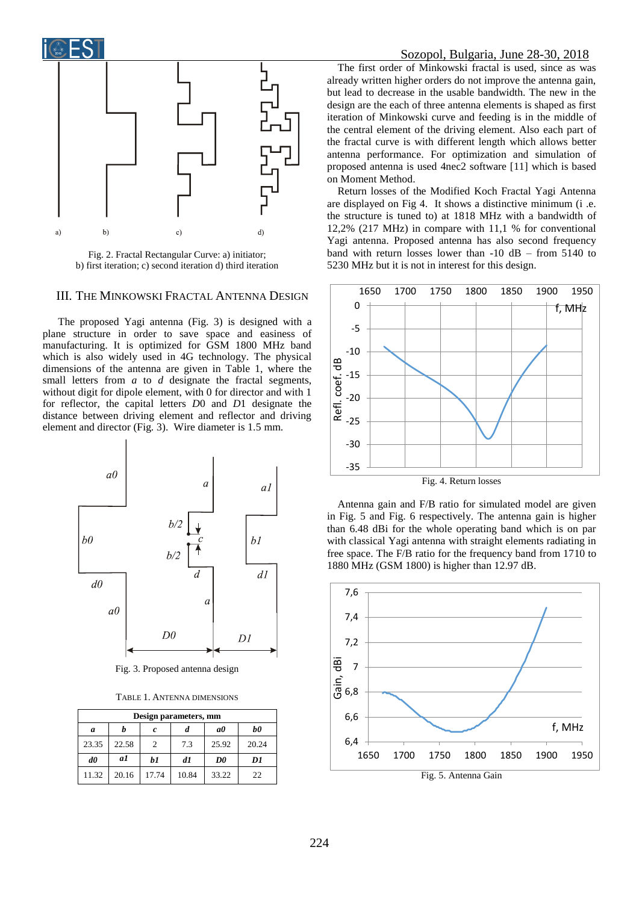Fig. 2. Fractal Rectangular Curve: a) initiator; b) first iteration; c) second iteration d) third iteration

## III. The Minkowski Fractal Antenna Design

The proposed Yagi antenna (Fig. 3) is designed with a plane structure in order to save space and easiness of manufacturing. It is optimized for GSM 1800 MHz band which is also widely used in 4G technology. The physical dimensions of the antenna are given in Table 1, where the small letters from *a* to *d* designate the fractal segments, without digit for dipole element, with 0 for director and with 1 for reflector, the capital letters *D*0 and *D*1 designate the distance between driving element and reflector and driving element and director (Fig. 3). Wire diameter is 1.5 mm.

Fig. 3. Proposed antenna design

TABLE 1. ANTENNA DIMENSIONS

| Design parameters, mm | | | | | |
|---|---|---|---|---|---|
| ***a*** | ***b*** | ***c*** | ***d*** | ***a0*** | ***b0*** |
| 23.35 | 22.58 | 2 | 7.3 | 25.92 | 20.24 |
| ***d0*** | ***a1*** | ***b1*** | ***d1*** | ***D0*** | ***D1*** |
| 11.32 | 20.16 | 17.74 | 10.84 | 33.22 | 22 |

The first order of Minkowski fractal is used, since as was already written higher orders do not improve the antenna gain, but lead to decrease in the usable bandwidth. The new in the design are the each of three antenna elements is shaped as first iteration of Minkowski curve and feeding is in the middle of the central element of the driving element. Also each part of the fractal curve is with different length which allows better antenna performance. For optimization and simulation of proposed antenna is used 4nec2 software [11] which is based on Moment Method.

Return losses of the Modified Koch Fractal Yagi Antenna are displayed on Fig 4. It shows a distinctive minimum (i .e. the structure is tuned to) at 1818 MHz with a bandwidth of 12,2% (217 MHz) in compare with 11,1 % for conventional Yagi antenna. Proposed antenna has also second frequency band with return losses lower than -10 dB – from 5140 to 5230 MHz but it is not in interest for this design.

Fig. 4. Return losses

Antenna gain and F/B ratio for simulated model are given in Fig. 5 and Fig. 6 respectively. The antenna gain is higher than 6.48 dBi for the whole operating band which is on par with classical Yagi antenna with straight elements radiating in free space. The F/B ratio for the frequency band from 1710 to 1880 MHz (GSM 1800) is higher than 12.97 dB.

Fig. 5. Antenna Gain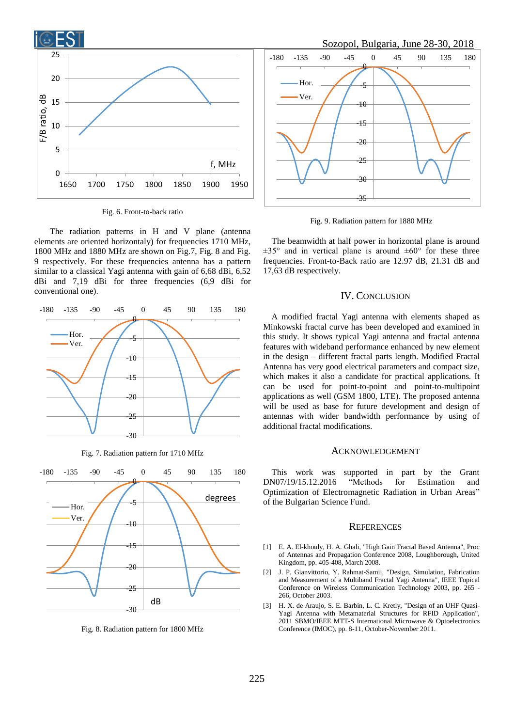25

20

15

10

5

0

F/B ratio, dB

f, MHz

1650 1700 1750 1800 1850 1900 1950

Fig. 6. Front-to-back ratio

The radiation patterns in H and V plane (antenna elements are oriented horizontaly) for frequencies 1710 MHz, 1800 MHz and 1880 MHz are shown on Fig.7, Fig. 8 and Fig. 9 respectively. For these frequencies antenna has a pattern similar to a classical Yagi antenna with gain of 6,68 dBi, 6,52 dBi and 7,19 dBi for three frequencies (6,9 dBi for conventional one).

-180 -135 -90 -45 0 45 90 135 180

Hor.

Ver.

0 -5 -10 -15 -20 -25 -30

Fig. 7. Radiation pattern for 1710 MHz

-180 -135 -90 -45 0 45 90 135 180

Hor.

Ver.

degrees

0 -5 -10 -15 -20 -25 -30

dB

Fig. 8. Radiation pattern for 1800 MHz

-180 -135 -90 -45 0 45 90 135 180

Hor.

Ver.

0 -5 -10 -15 -20 -25 -30 -35

Fig. 9. Radiation pattern for 1880 MHz

The beamwidth at half power in horizontal plane is around $\pm 35°$ and in vertical plane is around $\pm 60°$ for these three frequencies. Front-to-Back ratio are 12.97 dB, 21.31 dB and 17,63 dB respectively.

## IV. Conclusion

A modified fractal Yagi antenna with elements shaped as Minkowski fractal curve has been developed and examined in this study. It shows typical Yagi antenna and fractal antenna features with wideband performance enhanced by new element in the design – different fractal parts length. Modified Fractal Antenna has very good electrical parameters and compact size, which makes it also a candidate for practical applications. It can be used for point-to-point and point-to-multipoint applications as well (GSM 1800, LTE). The proposed antenna will be used as base for future development and design of antennas with wider bandwidth performance by using of additional fractal modifications.

## Acknowledgement

This work was supported in part by the Grant DN07/19/15.12.2016 "Methods for Estimation and Optimization of Electromagnetic Radiation in Urban Areas" of the Bulgarian Science Fund.

## References

[1] E. A. El-khouly, H. A. Ghali, "High Gain Fractal Based Antenna", Proc of Antennas and Propagation Conference 2008, Loughborough, United Kingdom, pp. 405-408, March 2008.

[2] J. P. Gianvittorio, Y. Rahmat-Samii, "Design, Simulation, Fabrication and Measurement of a Multiband Fractal Yagi Antenna", IEEE Topical Conference on Wireless Communication Technology 2003, pp. 265 - 266, October 2003.

[3] H. X. de Araujo, S. E. Barbin, L. C. Kretly, "Design of an UHF Quasi-Yagi Antenna with Metamaterial Structures for RFID Application", 2011 SBMO/IEEE MTT-S International Microwave & Optoelectronics Conference (IMOC), pp. 8-11, October-November 2011.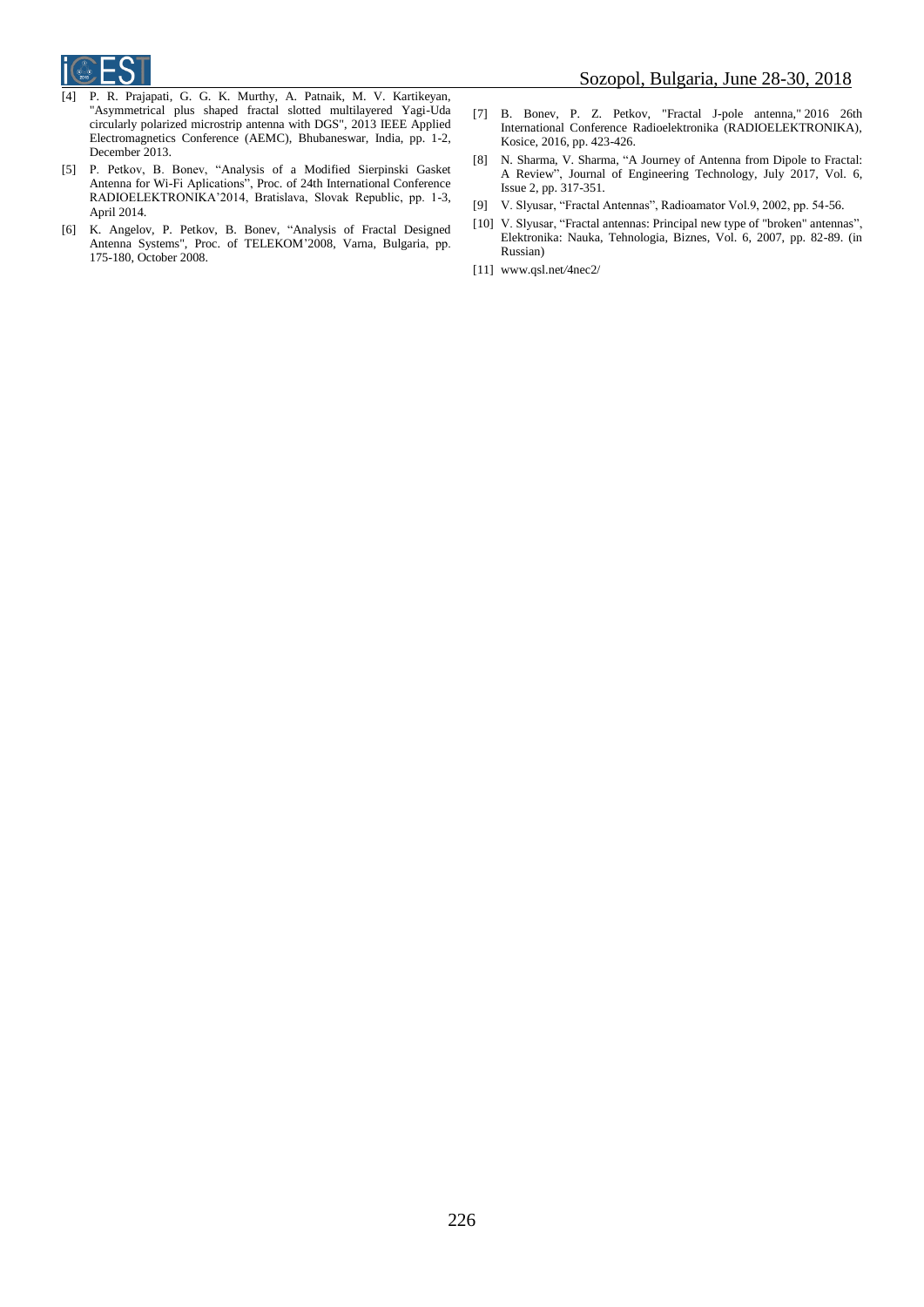[4] P. R. Prajapati, G. G. K. Murthy, A. Patnaik, M. V. Kartikeyan, "Asymmetrical plus shaped fractal slotted multilayered Yagi-Uda circularly polarized microstrip antenna with DGS", 2013 IEEE Applied Electromagnetics Conference (AEMC), Bhubaneswar, India, pp. 1-2, December 2013.

[5] P. Petkov, B. Bonev, "Analysis of a Modified Sierpinski Gasket Antenna for Wi-Fi Aplications", Proc. of 24th International Conference RADIOELEKTRONIKA'2014, Bratislava, Slovak Republic, pp. 1-3, April 2014.

[6] K. Angelov, P. Petkov, B. Bonev, "Analysis of Fractal Designed Antenna Systems", Proc. of TELEKOM'2008, Varna, Bulgaria, pp. 175-180, October 2008.

[7] B. Bonev, P. Z. Petkov, "Fractal J-pole antenna," 2016 26th International Conference Radioelektronika (RADIOELEKTRONIKA), Kosice, 2016, pp. 423-426.

[8] N. Sharma, V. Sharma, "A Journey of Antenna from Dipole to Fractal: A Review", Journal of Engineering Technology, July 2017, Vol. 6, Issue 2, pp. 317-351.

[9] V. Slyusar, "Fractal Antennas", Radioamator Vol.9, 2002, pp. 54-56.

[10] V. Slyusar, "Fractal antennas: Principal new type of "broken" antennas", Elektronika: Nauka, Tehnologia, Biznes, Vol. 6, 2007, pp. 82-89. (in Russian)

[11] www.qsl.net/4nec2/